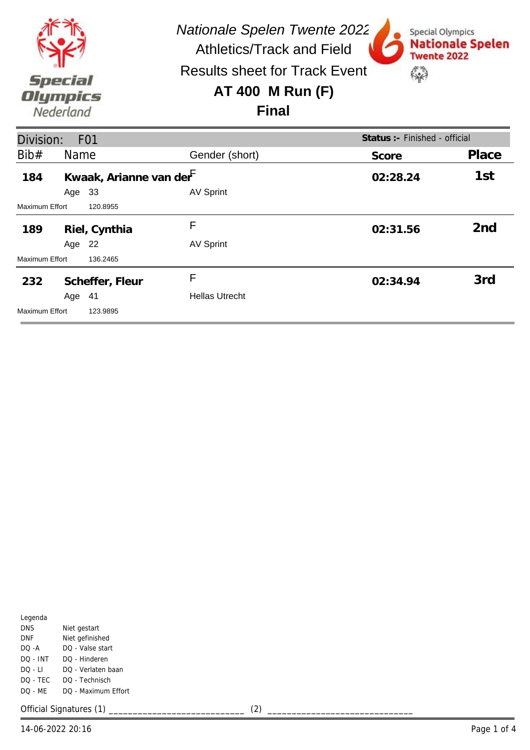*Nationale Spelen Twente 2022*

Athletics/Track and Field

Results sheet for Track Event

## AT 400 M Run (F)

## Final

Division: F01 — **Status :-** Finished - official

| Bib# | Name | Gender (short) | Score | Place |
|---|---|---|---|---|
| **184** | **Kwaak, Arianne van der** | F | **02:28.24** | **1st** |
| | Age 33 | AV Sprint | | |
| Maximum Effort | 120.8955 | | | |
| **189** | **Riel, Cynthia** | F | **02:31.56** | **2nd** |
| | Age 22 | AV Sprint | | |
| Maximum Effort | 136.2465 | | | |
| **232** | **Scheffer, Fleur** | F | **02:34.94** | **3rd** |
| | Age 41 | Hellas Utrecht | | |
| Maximum Effort | 123.9895 | | | |

Legenda

| | |
|---|---|
| DNS | Niet gestart |
| DNF | Niet gefinished |
| DQ -A | DQ - Valse start |
| DQ - INT | DQ - Hinderen |
| DQ - LI | DQ - Verlaten baan |
| DQ - TEC | DQ - Technisch |
| DQ - ME | DQ - Maximum Effort |

Official Signatures (1) ___________________________ (2) ____________________________

14-06-2022 20:16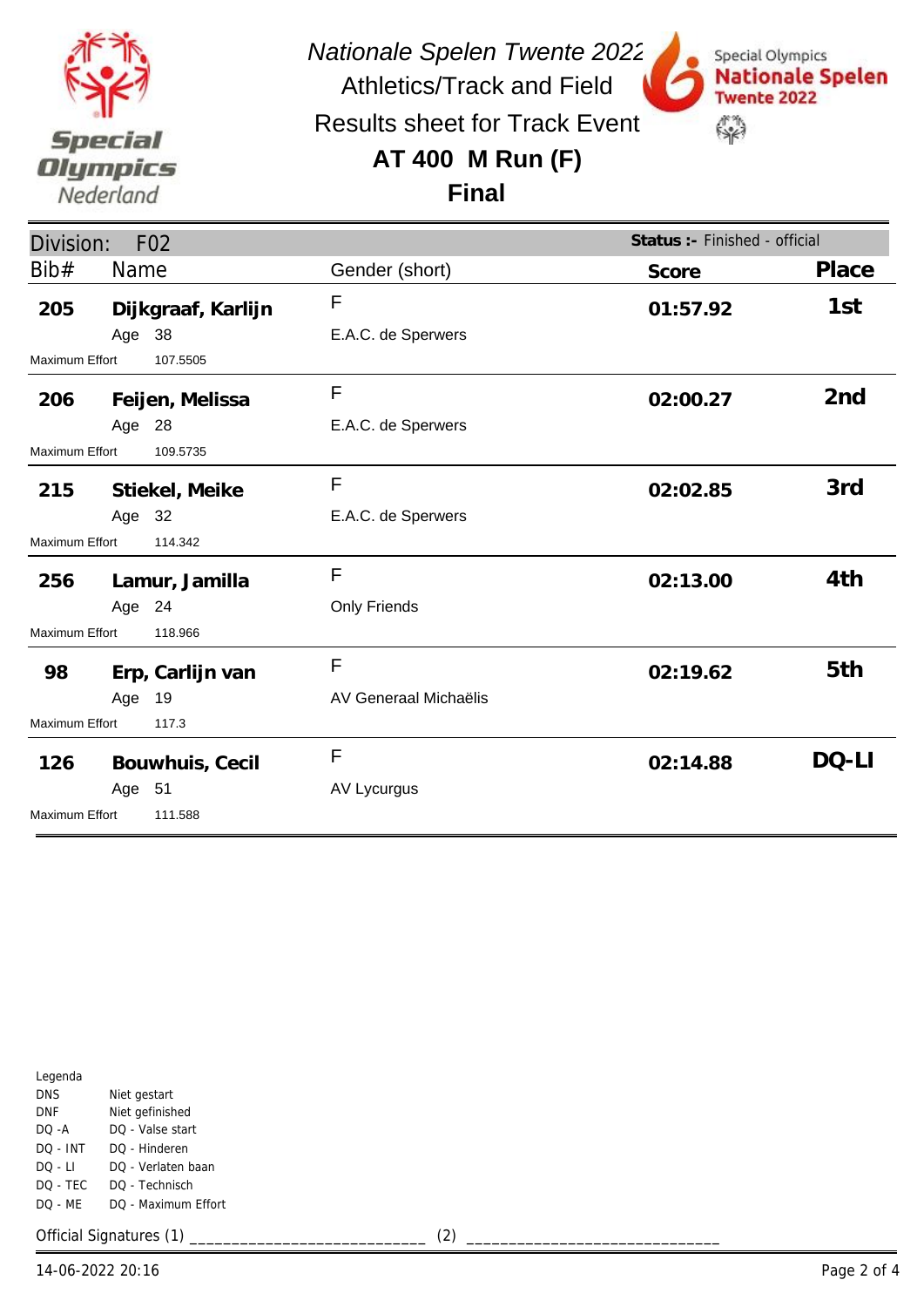*Nationale Spelen Twente 2022*

Athletics/Track and Field

Results sheet for Track Event

**AT 400 M Run (F)**

**Final**

Division: F02 — **Status :-** Finished - official

| Bib# | Name | Gender (short) | Score | Place |
|---|---|---|---|---|
| **205** | **Dijkgraaf, Karlijn** Age 38 Maximum Effort 107.5505 | F E.A.C. de Sperwers | **01:57.92** | **1st** |
| **206** | **Feijen, Melissa** Age 28 Maximum Effort 109.5735 | F E.A.C. de Sperwers | **02:00.27** | **2nd** |
| **215** | **Stiekel, Meike** Age 32 Maximum Effort 114.342 | F E.A.C. de Sperwers | **02:02.85** | **3rd** |
| **256** | **Lamur, Jamilla** Age 24 Maximum Effort 118.966 | F Only Friends | **02:13.00** | **4th** |
| **98** | **Erp, Carlijn van** Age 19 Maximum Effort 117.3 | F AV Generaal Michaëlis | **02:19.62** | **5th** |
| **126** | **Bouwhuis, Cecil** Age 51 Maximum Effort 111.588 | F AV Lycurgus | **02:14.88** | **DQ-LI** |

Legenda

| | |
|---|---|
| DNS | Niet gestart |
| DNF | Niet gefinished |
| DQ -A | DQ - Valse start |
| DQ - INT | DQ - Hinderen |
| DQ - LI | DQ - Verlaten baan |
| DQ - TEC | DQ - Technisch |
| DQ - ME | DQ - Maximum Effort |

Official Signatures (1) ___________________________ (2) ____________________________

14-06-2022 20:16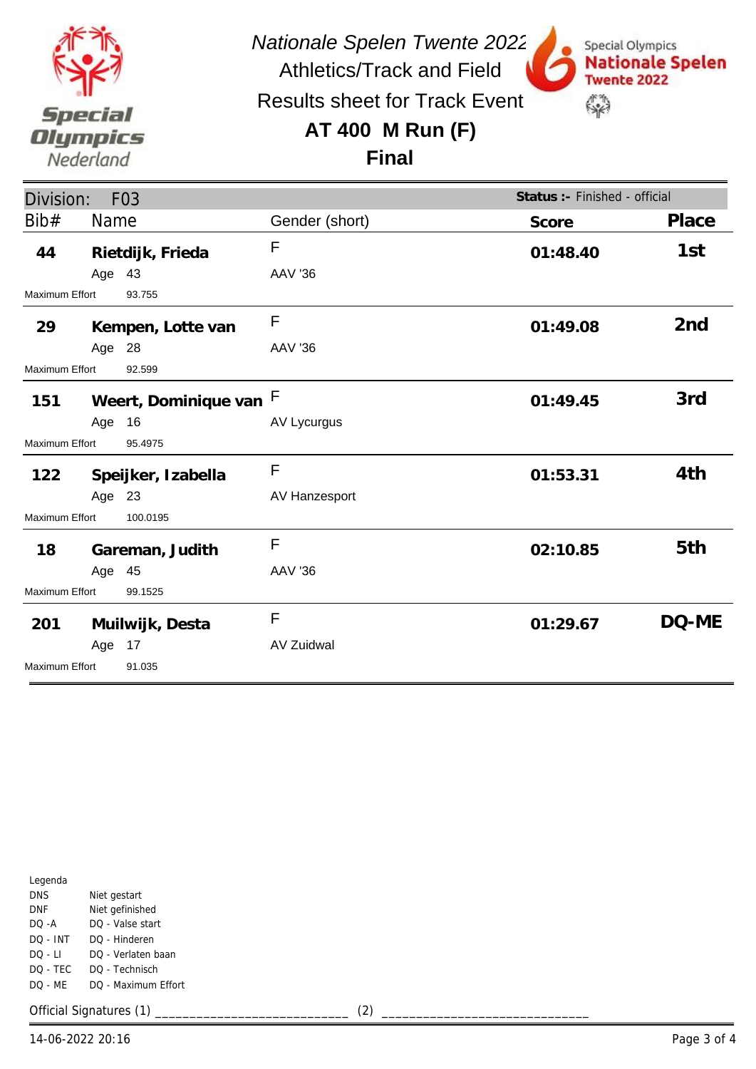*Nationale Spelen Twente 2022*

Athletics/Track and Field

Results sheet for Track Event

## AT 400 M Run (F)

## Final

Division: F03 — **Status :-** Finished - official

| Bib# | Name | Gender (short) | Score | Place |
|---|---|---|---|---|
| **44** | **Rietdijk, Frieda**<br>Age 43<br>Maximum Effort 93.755 | F<br>AAV '36 | **01:48.40** | **1st** |
| **29** | **Kempen, Lotte van**<br>Age 28<br>Maximum Effort 92.599 | F<br>AAV '36 | **01:49.08** | **2nd** |
| **151** | **Weert, Dominique van**<br>Age 16<br>Maximum Effort 95.4975 | F<br>AV Lycurgus | **01:49.45** | **3rd** |
| **122** | **Speijker, Izabella**<br>Age 23<br>Maximum Effort 100.0195 | F<br>AV Hanzesport | **01:53.31** | **4th** |
| **18** | **Gareman, Judith**<br>Age 45<br>Maximum Effort 99.1525 | F<br>AAV '36 | **02:10.85** | **5th** |
| **201** | **Muilwijk, Desta**<br>Age 17<br>Maximum Effort 91.035 | F<br>AV Zuidwal | **01:29.67** | **DQ-ME** |

Legenda

| | |
|---|---|
| DNS | Niet gestart |
| DNF | Niet gefinished |
| DQ -A | DQ - Valse start |
| DQ - INT | DQ - Hinderen |
| DQ - LI | DQ - Verlaten baan |
| DQ - TEC | DQ - Technisch |
| DQ - ME | DQ - Maximum Effort |

Official Signatures (1) ___________________________ (2) ____________________________

14-06-2022 20:16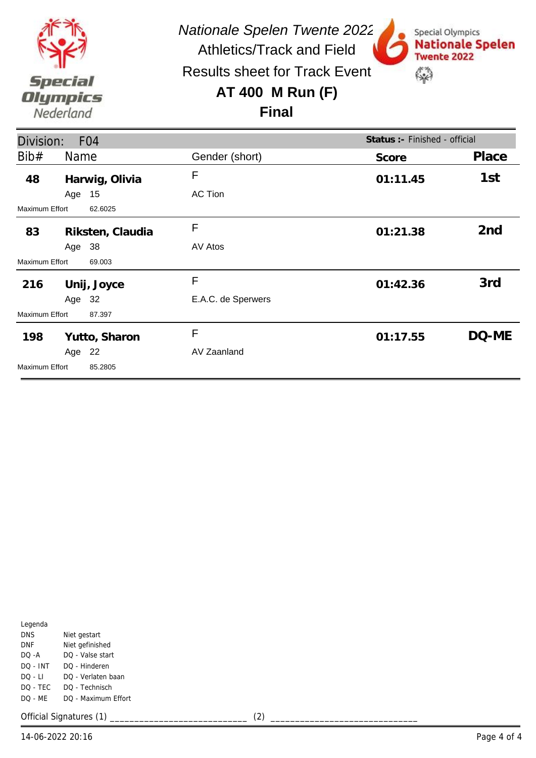*Nationale Spelen Twente 2022*

Athletics/Track and Field

Results sheet for Track Event

**AT 400 M Run (F)**

**Final**

Division: F04 — **Status :-** Finished - official

| Bib# | Name | Gender (short) | Score | Place |
|---|---|---|---|---|
| **48** | **Harwig, Olivia**<br>Age 15 | F<br>AC Tion | **01:11.45** | **1st** |
| Maximum Effort 62.6025 | | | | |
| **83** | **Riksten, Claudia**<br>Age 38 | F<br>AV Atos | **01:21.38** | **2nd** |
| Maximum Effort 69.003 | | | | |
| **216** | **Unij, Joyce**<br>Age 32 | F<br>E.A.C. de Sperwers | **01:42.36** | **3rd** |
| Maximum Effort 87.397 | | | | |
| **198** | **Yutto, Sharon**<br>Age 22 | F<br>AV Zaanland | **01:17.55** | **DQ-ME** |
| Maximum Effort 85.2805 | | | | |

Legenda

| | |
|---|---|
| DNS | Niet gestart |
| DNF | Niet gefinished |
| DQ -A | DQ - Valse start |
| DQ - INT | DQ - Hinderen |
| DQ - LI | DQ - Verlaten baan |
| DQ - TEC | DQ - Technisch |
| DQ - ME | DQ - Maximum Effort |

Official Signatures (1) ___________________________ (2) ____________________________

14-06-2022 20:16